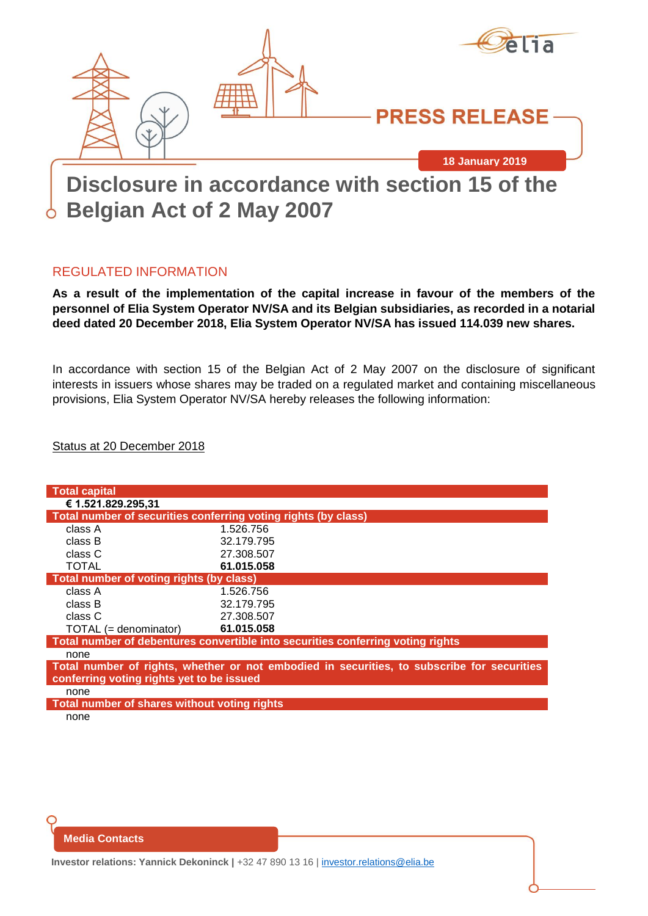PRESS RELEASE

18 January 2019

# Disclosure in accordance with section 15 of the Belgian Act of 2 May 2007

## REGULATED INFORMATION

**As a result of the implementation of the capital increase in favour of the members of the personnel of Elia System Operator NV/SA and its Belgian subsidiaries, as recorded in a notarial deed dated 20 December 2018, Elia System Operator NV/SA has issued 114.039 new shares.**

In accordance with section 15 of the Belgian Act of 2 May 2007 on the disclosure of significant interests in issuers whose shares may be traded on a regulated market and containing miscellaneous provisions, Elia System Operator NV/SA hereby releases the following information:

Status at 20 December 2018

| **Total capital** | |
|---|---|
| **€ 1.521.829.295,31** | |
| **Total number of securities conferring voting rights (by class)** | |
| class A | 1.526.756 |
| class B | 32.179.795 |
| class C | 27.308.507 |
| TOTAL | **61.015.058** |
| **Total number of voting rights (by class)** | |
| class A | 1.526.756 |
| class B | 32.179.795 |
| class C | 27.308.507 |
| TOTAL (= denominator) | **61.015.058** |
| **Total number of debentures convertible into securities conferring voting rights** | |
| none | |
| **Total number of rights, whether or not embodied in securities, to subscribe for securities conferring voting rights yet to be issued** | |
| none | |
| **Total number of shares without voting rights** | |
| none | |

**Media Contacts**

**Investor relations: Yannick Dekoninck |** +32 47 890 13 16 | investor.relations@elia.be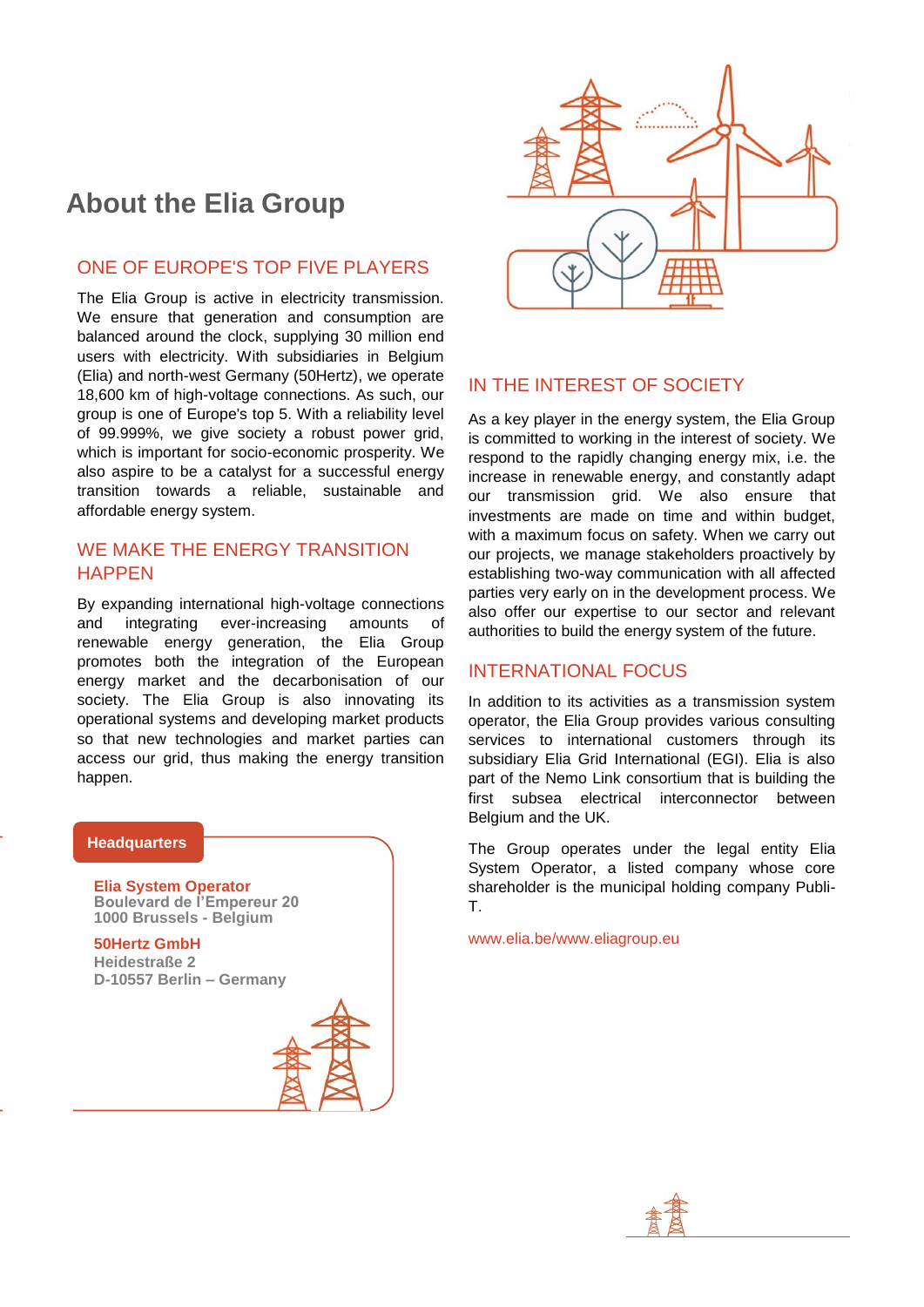# About the Elia Group

## ONE OF EUROPE'S TOP FIVE PLAYERS

The Elia Group is active in electricity transmission. We ensure that generation and consumption are balanced around the clock, supplying 30 million end users with electricity. With subsidiaries in Belgium (Elia) and north-west Germany (50Hertz), we operate 18,600 km of high-voltage connections. As such, our group is one of Europe's top 5. With a reliability level of 99.999%, we give society a robust power grid, which is important for socio-economic prosperity. We also aspire to be a catalyst for a successful energy transition towards a reliable, sustainable and affordable energy system.

## WE MAKE THE ENERGY TRANSITION HAPPEN

By expanding international high-voltage connections and integrating ever-increasing amounts of renewable energy generation, the Elia Group promotes both the integration of the European energy market and the decarbonisation of our society. The Elia Group is also innovating its operational systems and developing market products so that new technologies and market parties can access our grid, thus making the energy transition happen.

**Headquarters**

**Elia System Operator**
**Boulevard de l'Empereur 20**
**1000 Brussels - Belgium**

**50Hertz GmbH**
**Heidestraße 2**
**D-10557 Berlin – Germany**

## IN THE INTEREST OF SOCIETY

As a key player in the energy system, the Elia Group is committed to working in the interest of society. We respond to the rapidly changing energy mix, i.e. the increase in renewable energy, and constantly adapt our transmission grid. We also ensure that investments are made on time and within budget, with a maximum focus on safety. When we carry out our projects, we manage stakeholders proactively by establishing two-way communication with all affected parties very early on in the development process. We also offer our expertise to our sector and relevant authorities to build the energy system of the future.

## INTERNATIONAL FOCUS

In addition to its activities as a transmission system operator, the Elia Group provides various consulting services to international customers through its subsidiary Elia Grid International (EGI). Elia is also part of the Nemo Link consortium that is building the first subsea electrical interconnector between Belgium and the UK.

The Group operates under the legal entity Elia System Operator, a listed company whose core shareholder is the municipal holding company Publi-T.

www.elia.be/www.eliagroup.eu